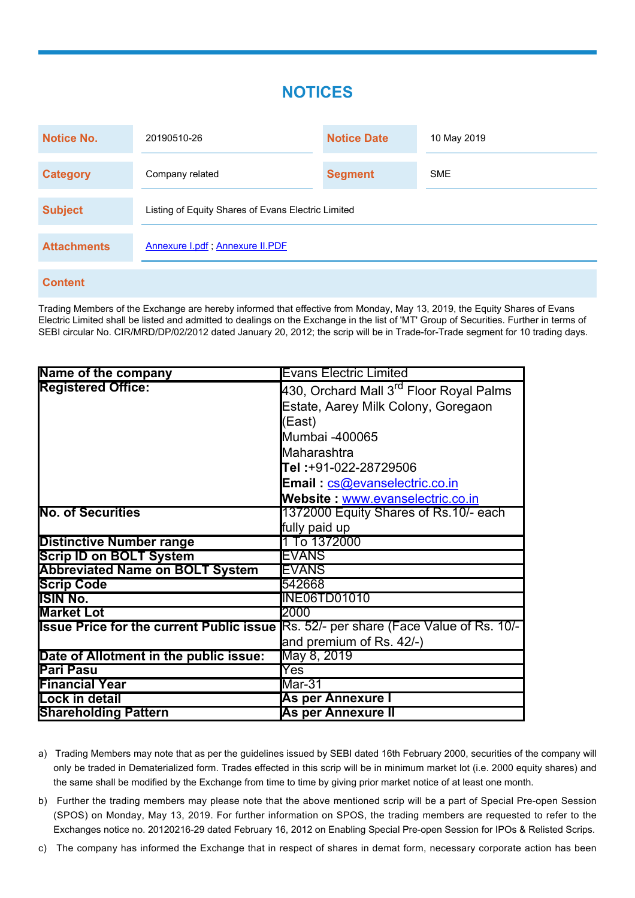# NOTICES

| Notice No. | 20190510-26 | Notice Date | 10 May 2019 |
|---|---|---|---|
| Category | Company related | Segment | SME |
| Subject | Listing of Equity Shares of Evans Electric Limited | | |
| Attachments | Annexure I.pdf ; Annexure II.PDF | | |

**Content**

Trading Members of the Exchange are hereby informed that effective from Monday, May 13, 2019, the Equity Shares of Evans Electric Limited shall be listed and admitted to dealings on the Exchange in the list of 'MT' Group of Securities. Further in terms of SEBI circular No. CIR/MRD/DP/02/2012 dated January 20, 2012; the scrip will be in Trade-for-Trade segment for 10 trading days.

| **Name of the company** | Evans Electric Limited |
|---|---|
| **Registered Office:** | 430, Orchard Mall 3rd Floor Royal Palms Estate, Aarey Milk Colony, Goregaon (East)<br>Mumbai -400065<br>Maharashtra<br>**Tel :**+91-022-28729506<br>**Email :** cs@evanselectric.co.in<br>**Website :** www.evanselectric.co.in |
| **No. of Securities** | 1372000 Equity Shares of Rs.10/- each fully paid up |
| **Distinctive Number range** | 1 To 1372000 |
| **Scrip ID on BOLT System** | EVANS |
| **Abbreviated Name on BOLT System** | EVANS |
| **Scrip Code** | 542668 |
| **ISIN No.** | INE06TD01010 |
| **Market Lot** | 2000 |
| **Issue Price for the current Public issue** | Rs. 52/- per share (Face Value of Rs. 10/- and premium of Rs. 42/-) |
| **Date of Allotment in the public issue:** | May 8, 2019 |
| **Pari Pasu** | Yes |
| **Financial Year** | Mar-31 |
| **Lock in detail** | **As per Annexure I** |
| **Shareholding Pattern** | **As per Annexure II** |

a) Trading Members may note that as per the guidelines issued by SEBI dated 16th February 2000, securities of the company will only be traded in Dematerialized form. Trades effected in this scrip will be in minimum market lot (i.e. 2000 equity shares) and the same shall be modified by the Exchange from time to time by giving prior market notice of at least one month.

b) Further the trading members may please note that the above mentioned scrip will be a part of Special Pre-open Session (SPOS) on Monday, May 13, 2019. For further information on SPOS, the trading members are requested to refer to the Exchanges notice no. 20120216-29 dated February 16, 2012 on Enabling Special Pre-open Session for IPOs & Relisted Scrips.

c) The company has informed the Exchange that in respect of shares in demat form, necessary corporate action has been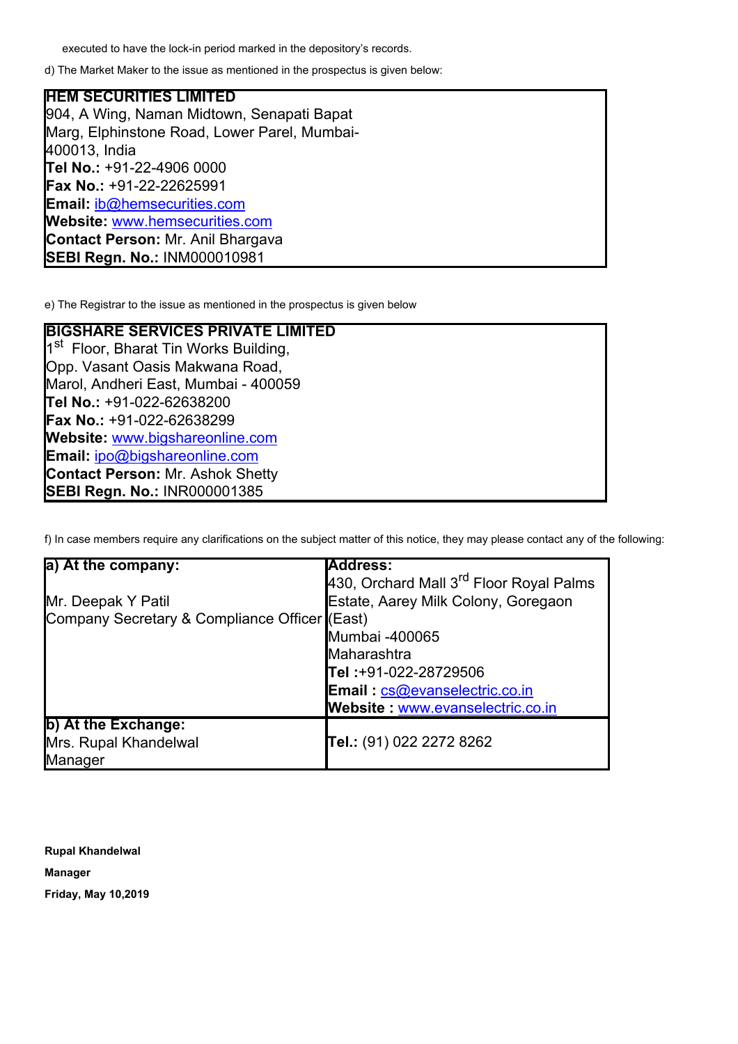executed to have the lock-in period marked in the depository's records.

d) The Market Maker to the issue as mentioned in the prospectus is given below:

| |
|---|
| **HEM SECURITIES LIMITED**<br>904, A Wing, Naman Midtown, Senapati Bapat Marg, Elphinstone Road, Lower Parel, Mumbai-400013, India<br>**Tel No.:** +91-22-4906 0000<br>**Fax No.:** +91-22-22625991<br>**Email:** ib@hemsecurities.com<br>**Website:** www.hemsecurities.com<br>**Contact Person:** Mr. Anil Bhargava<br>**SEBI Regn. No.:** INM000010981 |

e) The Registrar to the issue as mentioned in the prospectus is given below

| |
|---|
| **BIGSHARE SERVICES PRIVATE LIMITED**<br>1st Floor, Bharat Tin Works Building,<br>Opp. Vasant Oasis Makwana Road,<br>Marol, Andheri East, Mumbai - 400059<br>**Tel No.:** +91-022-62638200<br>**Fax No.:** +91-022-62638299<br>**Website:** www.bigshareonline.com<br>**Email:** ipo@bigshareonline.com<br>**Contact Person:** Mr. Ashok Shetty<br>**SEBI Regn. No.:** INR000001385 |

f) In case members require any clarifications on the subject matter of this notice, they may please contact any of the following:

| | |
|---|---|
| **a) At the company:**<br><br>Mr. Deepak Y Patil<br>Company Secretary & Compliance Officer | **Address:**<br>430, Orchard Mall 3rd Floor Royal Palms Estate, Aarey Milk Colony, Goregaon (East)<br>Mumbai -400065<br>Maharashtra<br>**Tel :**+91-022-28729506<br>**Email :** cs@evanselectric.co.in<br>**Website :** www.evanselectric.co.in |
| **b) At the Exchange:**<br>Mrs. Rupal Khandelwal<br>Manager | **Tel.:** (91) 022 2272 8262 |

**Rupal Khandelwal**

**Manager**

**Friday, May 10,2019**